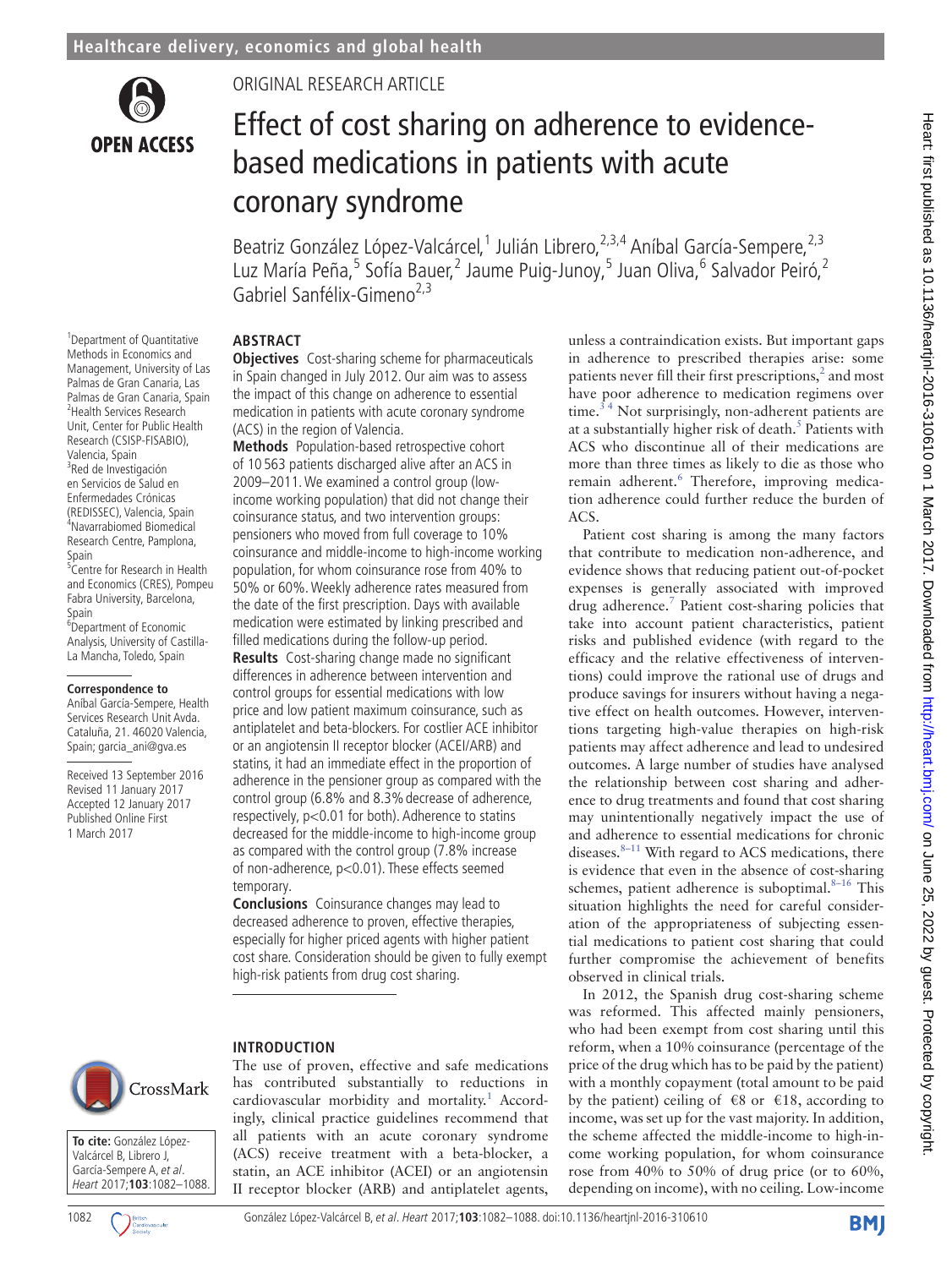ORIGINAL RESEARCH ARTICLE

# Effect of cost sharing on adherence to evidence-based medications in patients with acute coronary syndrome

Beatriz González López-Valcárcel,[1] Julián Librero,[2,3,4] Aníbal García-Sempere,[2,3] Luz María Peña,[5] Sofía Bauer,[2] Jaume Puig-Junoy,[5] Juan Oliva,[6] Salvador Peiró,[2] Gabriel Sanfélix-Gimeno[2,3]

[1]Department of Quantitative Methods in Economics and Management, University of Las Palmas de Gran Canaria, Las Palmas de Gran Canaria, Spain
[2]Health Services Research Unit, Center for Public Health Research (CSISP-FISABIO), Valencia, Spain
[3]Red de Investigación en Servicios de Salud en Enfermedades Crónicas (REDISSEC), Valencia, Spain
[4]Navarrabiomed Biomedical Research Centre, Pamplona, Spain
[5]Centre for Research in Health and Economics (CRES), Pompeu Fabra University, Barcelona, Spain
[6]Department of Economic Analysis, University of Castilla-La Mancha, Toledo, Spain

**Correspondence to**
Aníbal García-Sempere, Health Services Research Unit Avda. Cataluña, 21. 46020 Valencia, Spain; garcia_ani@gva.es

Received 13 September 2016
Revised 11 January 2017
Accepted 12 January 2017
Published Online First 1 March 2017

**To cite:** González López-Valcárcel B, Librero J, García-Sempere A, *et al*. *Heart* 2017;**103**:1082–1088.

## ABSTRACT

**Objectives** Cost-sharing scheme for pharmaceuticals in Spain changed in July 2012. Our aim was to assess the impact of this change on adherence to essential medication in patients with acute coronary syndrome (ACS) in the region of Valencia.

**Methods** Population-based retrospective cohort of 10 563 patients discharged alive after an ACS in 2009–2011. We examined a control group (low-income working population) that did not change their coinsurance status, and two intervention groups: pensioners who moved from full coverage to 10% coinsurance and middle-income to high-income working population, for whom coinsurance rose from 40% to 50% or 60%. Weekly adherence rates measured from the date of the first prescription. Days with available medication were estimated by linking prescribed and filled medications during the follow-up period.

**Results** Cost-sharing change made no significant differences in adherence between intervention and control groups for essential medications with low price and low patient maximum coinsurance, such as antiplatelet and beta-blockers. For costlier ACE inhibitor or an angiotensin II receptor blocker (ACEI/ARB) and statins, it had an immediate effect in the proportion of adherence in the pensioner group as compared with the control group (6.8% and 8.3% decrease of adherence, respectively, $p<0.01$ for both). Adherence to statins decreased for the middle-income to high-income group as compared with the control group (7.8% increase of non-adherence, $p<0.01$). These effects seemed temporary.

**Conclusions** Coinsurance changes may lead to decreased adherence to proven, effective therapies, especially for higher priced agents with higher patient cost share. Consideration should be given to fully exempt high-risk patients from drug cost sharing.

## INTRODUCTION

The use of proven, effective and safe medications has contributed substantially to reductions in cardiovascular morbidity and mortality.[1] Accordingly, clinical practice guidelines recommend that all patients with an acute coronary syndrome (ACS) receive treatment with a beta-blocker, a statin, an ACE inhibitor (ACEI) or an angiotensin II receptor blocker (ARB) and antiplatelet agents, unless a contraindication exists. But important gaps in adherence to prescribed therapies arise: some patients never fill their first prescriptions,[2] and most have poor adherence to medication regimens over time.[3,4] Not surprisingly, non-adherent patients are at a substantially higher risk of death.[5] Patients with ACS who discontinue all of their medications are more than three times as likely to die as those who remain adherent.[6] Therefore, improving medication adherence could further reduce the burden of ACS.

Patient cost sharing is among the many factors that contribute to medication non-adherence, and evidence shows that reducing patient out-of-pocket expenses is generally associated with improved drug adherence.[7] Patient cost-sharing policies that take into account patient characteristics, patient risks and published evidence (with regard to the efficacy and the relative effectiveness of interventions) could improve the rational use of drugs and produce savings for insurers without having a negative effect on health outcomes. However, interventions targeting high-value therapies on high-risk patients may affect adherence and lead to undesired outcomes. A large number of studies have analysed the relationship between cost sharing and adherence to drug treatments and found that cost sharing may unintentionally negatively impact the use of and adherence to essential medications for chronic diseases.[8–11] With regard to ACS medications, there is evidence that even in the absence of cost-sharing schemes, patient adherence is suboptimal.[8–16] This situation highlights the need for careful consideration of the appropriateness of subjecting essential medications to patient cost sharing that could further compromise the achievement of benefits observed in clinical trials.

In 2012, the Spanish drug cost-sharing scheme was reformed. This affected mainly pensioners, who had been exempt from cost sharing until this reform, when a 10% coinsurance (percentage of the price of the drug which has to be paid by the patient) with a monthly copayment (total amount to be paid by the patient) ceiling of €8 or €18, according to income, was set up for the vast majority. In addition, the scheme affected the middle-income to high-income working population, for whom coinsurance rose from 40% to 50% of drug price (or to 60%, depending on income), with no ceiling. Low-income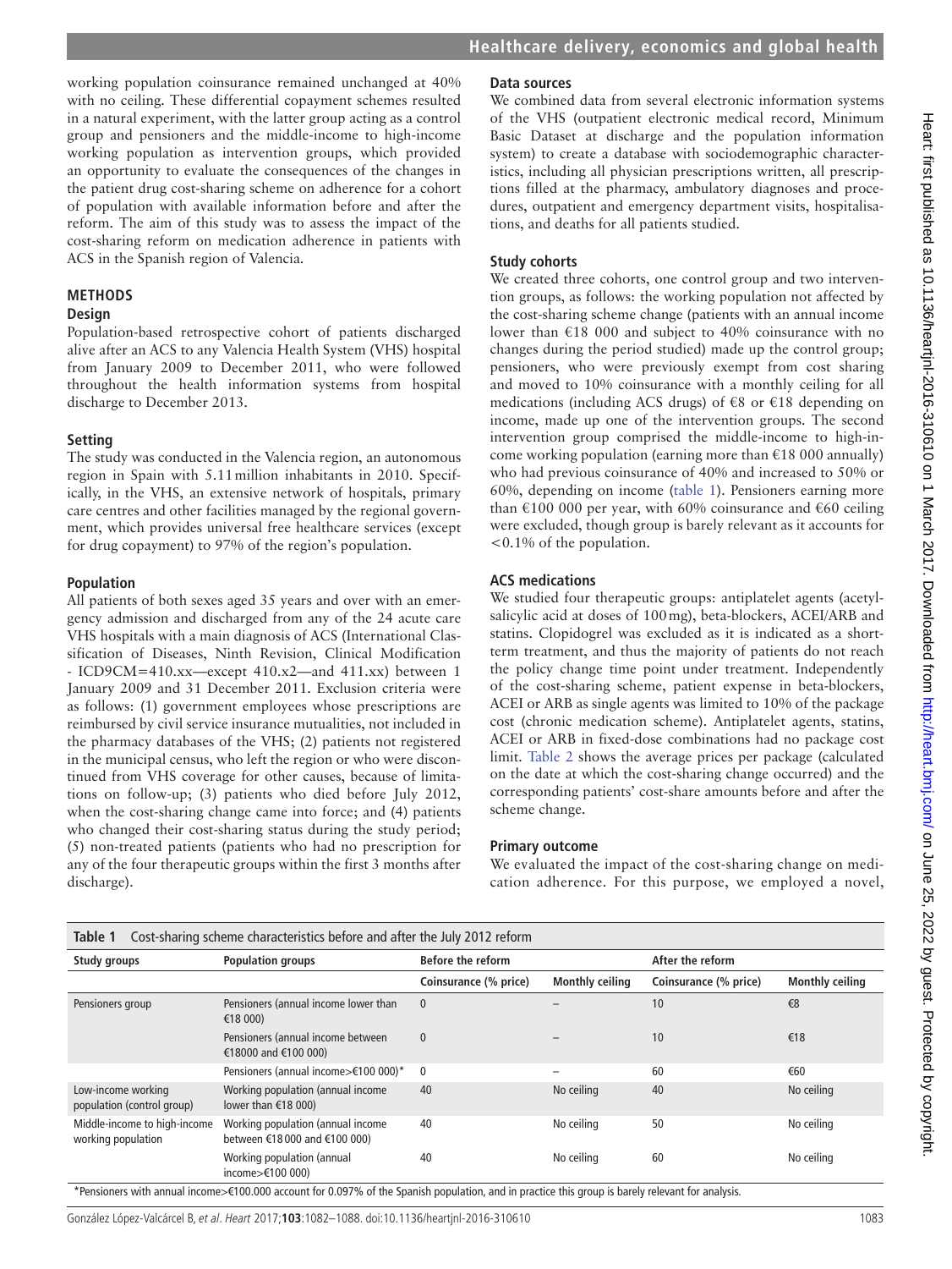working population coinsurance remained unchanged at 40% with no ceiling. These differential copayment schemes resulted in a natural experiment, with the latter group acting as a control group and pensioners and the middle-income to high-income working population as intervention groups, which provided an opportunity to evaluate the consequences of the changes in the patient drug cost-sharing scheme on adherence for a cohort of population with available information before and after the reform. The aim of this study was to assess the impact of the cost-sharing reform on medication adherence in patients with ACS in the Spanish region of Valencia.

## METHODS

### Design

Population-based retrospective cohort of patients discharged alive after an ACS to any Valencia Health System (VHS) hospital from January 2009 to December 2011, who were followed throughout the health information systems from hospital discharge to December 2013.

### Setting

The study was conducted in the Valencia region, an autonomous region in Spain with 5.11 million inhabitants in 2010. Specifically, in the VHS, an extensive network of hospitals, primary care centres and other facilities managed by the regional government, which provides universal free healthcare services (except for drug copayment) to 97% of the region's population.

### Population

All patients of both sexes aged 35 years and over with an emergency admission and discharged from any of the 24 acute care VHS hospitals with a main diagnosis of ACS (International Classification of Diseases, Ninth Revision, Clinical Modification - ICD9CM=410.xx—except 410.x2—and 411.xx) between 1 January 2009 and 31 December 2011. Exclusion criteria were as follows: (1) government employees whose prescriptions are reimbursed by civil service insurance mutualities, not included in the pharmacy databases of the VHS; (2) patients not registered in the municipal census, who left the region or who were discontinued from VHS coverage for other causes, because of limitations on follow-up; (3) patients who died before July 2012, when the cost-sharing change came into force; and (4) patients who changed their cost-sharing status during the study period; (5) non-treated patients (patients who had no prescription for any of the four therapeutic groups within the first 3 months after discharge).

### Data sources

We combined data from several electronic information systems of the VHS (outpatient electronic medical record, Minimum Basic Dataset at discharge and the population information system) to create a database with sociodemographic characteristics, including all physician prescriptions written, all prescriptions filled at the pharmacy, ambulatory diagnoses and procedures, outpatient and emergency department visits, hospitalisations, and deaths for all patients studied.

### Study cohorts

We created three cohorts, one control group and two intervention groups, as follows: the working population not affected by the cost-sharing scheme change (patients with an annual income lower than €18 000 and subject to 40% coinsurance with no changes during the period studied) made up the control group; pensioners, who were previously exempt from cost sharing and moved to 10% coinsurance with a monthly ceiling for all medications (including ACS drugs) of €8 or €18 depending on income, made up one of the intervention groups. The second intervention group comprised the middle-income to high-income working population (earning more than €18 000 annually) who had previous coinsurance of 40% and increased to 50% or 60%, depending on income (table 1). Pensioners earning more than €100 000 per year, with 60% coinsurance and €60 ceiling were excluded, though group is barely relevant as it accounts for <0.1% of the population.

### ACS medications

We studied four therapeutic groups: antiplatelet agents (acetylsalicylic acid at doses of 100 mg), beta-blockers, ACEI/ARB and statins. Clopidogrel was excluded as it is indicated as a short-term treatment, and thus the majority of patients do not reach the policy change time point under treatment. Independently of the cost-sharing scheme, patient expense in beta-blockers, ACEI or ARB as single agents was limited to 10% of the package cost (chronic medication scheme). Antiplatelet agents, statins, ACEI or ARB in fixed-dose combinations had no package cost limit. Table 2 shows the average prices per package (calculated on the date at which the cost-sharing change occurred) and the corresponding patients' cost-share amounts before and after the scheme change.

### Primary outcome

We evaluated the impact of the cost-sharing change on medication adherence. For this purpose, we employed a novel,

**Table 1** Cost-sharing scheme characteristics before and after the July 2012 reform

| Study groups | Population groups | Before the reform | | After the reform | |
|---|---|---|---|---|---|
| | | Coinsurance (% price) | Monthly ceiling | Coinsurance (% price) | Monthly ceiling |
| Pensioners group | Pensioners (annual income lower than €18 000) | 0 | – | 10 | €8 |
| | Pensioners (annual income between €18000 and €100 000) | 0 | – | 10 | €18 |
| | Pensioners (annual income>€100 000)* | 0 | – | 60 | €60 |
| Low-income working population (control group) | Working population (annual income lower than €18 000) | 40 | No ceiling | 40 | No ceiling |
| Middle-income to high-income working population | Working population (annual income between €18 000 and €100 000) | 40 | No ceiling | 50 | No ceiling |
| | Working population (annual income>€100 000) | 40 | No ceiling | 60 | No ceiling |

*Pensioners with annual income>€100.000 account for 0.097% of the Spanish population, and in practice this group is barely relevant for analysis.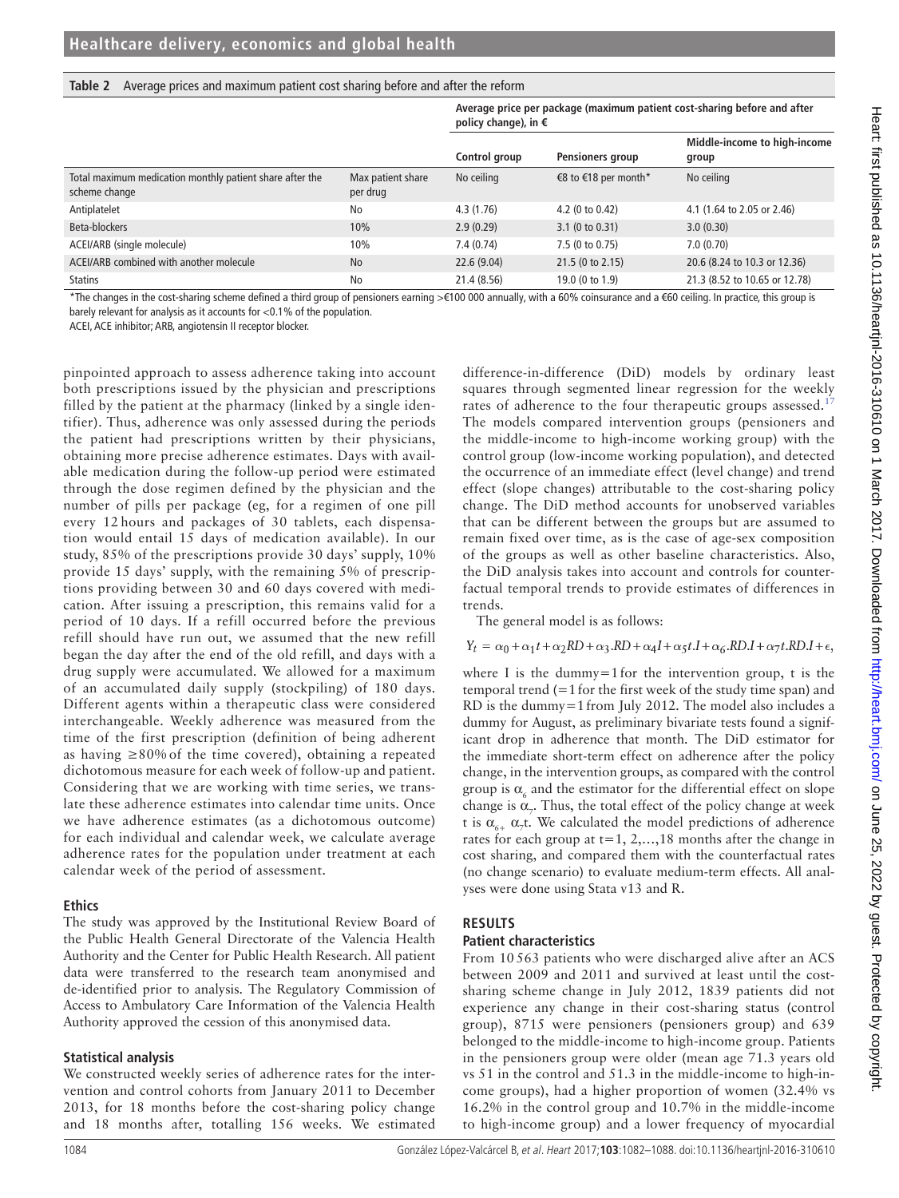**Table 2** Average prices and maximum patient cost sharing before and after the reform

| | | Average price per package (maximum patient cost-sharing before and after policy change), in € | | |
|---|---|---|---|---|
| | | Control group | Pensioners group | Middle-income to high-income group |
| Total maximum medication monthly patient share after the scheme change | Max patient share per drug | No ceiling | €8 to €18 per month* | No ceiling |
| Antiplatelet | No | 4.3 (1.76) | 4.2 (0 to 0.42) | 4.1 (1.64 to 2.05 or 2.46) |
| Beta-blockers | 10% | 2.9 (0.29) | 3.1 (0 to 0.31) | 3.0 (0.30) |
| ACEI/ARB (single molecule) | 10% | 7.4 (0.74) | 7.5 (0 to 0.75) | 7.0 (0.70) |
| ACEI/ARB combined with another molecule | No | 22.6 (9.04) | 21.5 (0 to 2.15) | 20.6 (8.24 to 10.3 or 12.36) |
| Statins | No | 21.4 (8.56) | 19.0 (0 to 1.9) | 21.3 (8.52 to 10.65 or 12.78) |

*The changes in the cost-sharing scheme defined a third group of pensioners earning >€100 000 annually, with a 60% coinsurance and a €60 ceiling. In practice, this group is barely relevant for analysis as it accounts for <0.1% of the population.

ACEI, ACE inhibitor; ARB, angiotensin II receptor blocker.

pinpointed approach to assess adherence taking into account both prescriptions issued by the physician and prescriptions filled by the patient at the pharmacy (linked by a single identifier). Thus, adherence was only assessed during the periods the patient had prescriptions written by their physicians, obtaining more precise adherence estimates. Days with available medication during the follow-up period were estimated through the dose regimen defined by the physician and the number of pills per package (eg, for a regimen of one pill every 12 hours and packages of 30 tablets, each dispensation would entail 15 days of medication available). In our study, 85% of the prescriptions provide 30 days' supply, 10% provide 15 days' supply, with the remaining 5% of prescriptions providing between 30 and 60 days covered with medication. After issuing a prescription, this remains valid for a period of 10 days. If a refill occurred before the previous refill should have run out, we assumed that the new refill began the day after the end of the old refill, and days with a drug supply were accumulated. We allowed for a maximum of an accumulated daily supply (stockpiling) of 180 days. Different agents within a therapeutic class were considered interchangeable. Weekly adherence was measured from the time of the first prescription (definition of being adherent as having ≥80% of the time covered), obtaining a repeated dichotomous measure for each week of follow-up and patient. Considering that we are working with time series, we translate these adherence estimates into calendar time units. Once we have adherence estimates (as a dichotomous outcome) for each individual and calendar week, we calculate average adherence rates for the population under treatment at each calendar week of the period of assessment.

## Ethics

The study was approved by the Institutional Review Board of the Public Health General Directorate of the Valencia Health Authority and the Center for Public Health Research. All patient data were transferred to the research team anonymised and de-identified prior to analysis. The Regulatory Commission of Access to Ambulatory Care Information of the Valencia Health Authority approved the cession of this anonymised data.

## Statistical analysis

We constructed weekly series of adherence rates for the intervention and control cohorts from January 2011 to December 2013, for 18 months before the cost-sharing policy change and 18 months after, totalling 156 weeks. We estimated difference-in-difference (DiD) models by ordinary least squares through segmented linear regression for the weekly rates of adherence to the four therapeutic groups assessed.[17] The models compared intervention groups (pensioners and the middle-income to high-income working group) with the control group (low-income working population), and detected the occurrence of an immediate effect (level change) and trend effect (slope changes) attributable to the cost-sharing policy change. The DiD method accounts for unobserved variables that can be different between the groups but are assumed to remain fixed over time, as is the case of age-sex composition of the groups as well as other baseline characteristics. Also, the DiD analysis takes into account and controls for counterfactual temporal trends to provide estimates of differences in trends.

The general model is as follows:

$$Y_t = \alpha_0 + \alpha_1 t + \alpha_2 RD + \alpha_3 .RD + \alpha_4 I + \alpha_5 t.I + \alpha_6 .RD.I + \alpha_7 t.RD.I + \epsilon,$$

where I is the dummy=1 for the intervention group, t is the temporal trend (=1 for the first week of the study time span) and RD is the dummy=1 from July 2012. The model also includes a dummy for August, as preliminary bivariate tests found a significant drop in adherence that month. The DiD estimator for the immediate short-term effect on adherence after the policy change, in the intervention groups, as compared with the control group is $\alpha_6$ and the estimator for the differential effect on slope change is $\alpha_7$. Thus, the total effect of the policy change at week t is $\alpha_6 + \alpha_7 t$. We calculated the model predictions of adherence rates for each group at t=1, 2,…,18 months after the change in cost sharing, and compared them with the counterfactual rates (no change scenario) to evaluate medium-term effects. All analyses were done using Stata v13 and R.

# RESULTS

## Patient characteristics

From 10 563 patients who were discharged alive after an ACS between 2009 and 2011 and survived at least until the cost-sharing scheme change in July 2012, 1839 patients did not experience any change in their cost-sharing status (control group), 8715 were pensioners (pensioners group) and 639 belonged to the middle-income to high-income group. Patients in the pensioners group were older (mean age 71.3 years old vs 51 in the control and 51.3 in the middle-income to high-income groups), had a higher proportion of women (32.4% vs 16.2% in the control group and 10.7% in the middle-income to high-income group) and a lower frequency of myocardial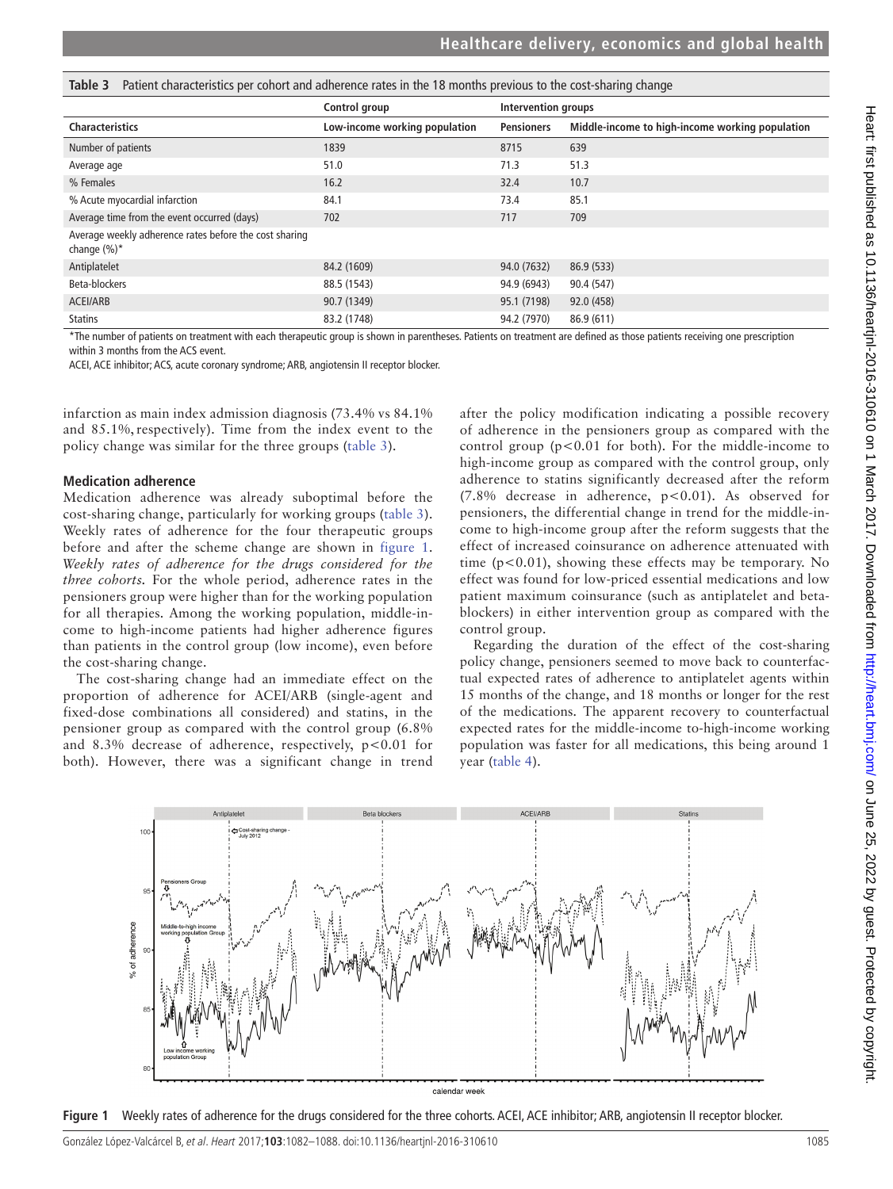**Table 3** Patient characteristics per cohort and adherence rates in the 18 months previous to the cost-sharing change

| | Control group | Intervention groups | |
|---|---|---|---|
| **Characteristics** | **Low-income working population** | **Pensioners** | **Middle-income to high-income working population** |
| Number of patients | 1839 | 8715 | 639 |
| Average age | 51.0 | 71.3 | 51.3 |
| % Females | 16.2 | 32.4 | 10.7 |
| % Acute myocardial infarction | 84.1 | 73.4 | 85.1 |
| Average time from the event occurred (days) | 702 | 717 | 709 |
| Average weekly adherence rates before the cost sharing change (%)* | | | |
| Antiplatelet | 84.2 (1609) | 94.0 (7632) | 86.9 (533) |
| Beta-blockers | 88.5 (1543) | 94.9 (6943) | 90.4 (547) |
| ACEI/ARB | 90.7 (1349) | 95.1 (7198) | 92.0 (458) |
| Statins | 83.2 (1748) | 94.2 (7970) | 86.9 (611) |

*The number of patients on treatment with each therapeutic group is shown in parentheses. Patients on treatment are defined as those patients receiving one prescription within 3 months from the ACS event.

ACEI, ACE inhibitor; ACS, acute coronary syndrome; ARB, angiotensin II receptor blocker.

infarction as main index admission diagnosis (73.4% vs 84.1% and 85.1%, respectively). Time from the index event to the policy change was similar for the three groups (table 3).

### Medication adherence

Medication adherence was already suboptimal before the cost-sharing change, particularly for working groups (table 3). Weekly rates of adherence for the four therapeutic groups before and after the scheme change are shown in figure 1. *Weekly rates of adherence for the drugs considered for the three cohorts.* For the whole period, adherence rates in the pensioners group were higher than for the working population for all therapies. Among the working population, middle-income to high-income patients had higher adherence figures than patients in the control group (low income), even before the cost-sharing change.

The cost-sharing change had an immediate effect on the proportion of adherence for ACEI/ARB (single-agent and fixed-dose combinations all considered) and statins, in the pensioner group as compared with the control group (6.8% and 8.3% decrease of adherence, respectively, $p<0.01$ for both). However, there was a significant change in trend after the policy modification indicating a possible recovery of adherence in the pensioners group as compared with the control group ($p<0.01$ for both). For the middle-income to high-income group as compared with the control group, only adherence to statins significantly decreased after the reform (7.8% decrease in adherence, $p<0.01$). As observed for pensioners, the differential change in trend for the middle-income to high-income group after the reform suggests that the effect of increased coinsurance on adherence attenuated with time ($p<0.01$), showing these effects may be temporary. No effect was found for low-priced essential medications and low patient maximum coinsurance (such as antiplatelet and beta-blockers) in either intervention group as compared with the control group.

Regarding the duration of the effect of the cost-sharing policy change, pensioners seemed to move back to counterfactual expected rates of adherence to antiplatelet agents within 15 months of the change, and 18 months or longer for the rest of the medications. The apparent recovery to counterfactual expected rates for the middle-income to-high-income working population was faster for all medications, this being around 1 year (table 4).

**Figure 1** Weekly rates of adherence for the drugs considered for the three cohorts. ACEI, ACE inhibitor; ARB, angiotensin II receptor blocker.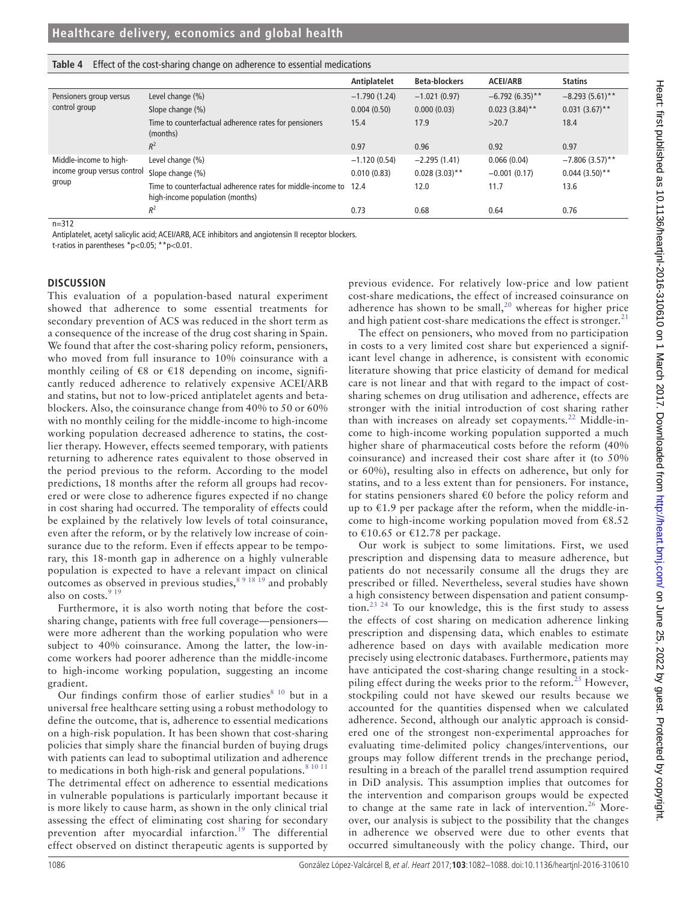**Table 4** Effect of the cost-sharing change on adherence to essential medications

| | | Antiplatelet | Beta-blockers | ACEI/ARB | Statins |
|---|---|---|---|---|---|
| Pensioners group versus control group | Level change (%) | −1.790 (1.24) | −1.021 (0.97) | −6.792 (6.35)** | −8.293 (5.61)** |
| | Slope change (%) | 0.004 (0.50) | 0.000 (0.03) | 0.023 (3.84)** | 0.031 (3.67)** |
| | Time to counterfactual adherence rates for pensioners (months) | 15.4 | 17.9 | >20.7 | 18.4 |
| | $R^2$ | 0.97 | 0.96 | 0.92 | 0.97 |
| Middle-income to high-income group versus control group | Level change (%) | −1.120 (0.54) | −2.295 (1.41) | 0.066 (0.04) | −7.806 (3.57)** |
| | Slope change (%) | 0.010 (0.83) | 0.028 (3.03)** | −0.001 (0.17) | 0.044 (3.50)** |
| | Time to counterfactual adherence rates for middle-income to high-income population (months) | 12.4 | 12.0 | 11.7 | 13.6 |
| | $R^2$ | 0.73 | 0.68 | 0.64 | 0.76 |

n=312

Antiplatelet, acetyl salicylic acid; ACEI/ARB, ACE inhibitors and angiotensin II receptor blockers.

t-ratios in parentheses *p<0.05; **p<0.01.

## DISCUSSION

This evaluation of a population-based natural experiment showed that adherence to some essential treatments for secondary prevention of ACS was reduced in the short term as a consequence of the increase of the drug cost sharing in Spain. We found that after the cost-sharing policy reform, pensioners, who moved from full insurance to 10% coinsurance with a monthly ceiling of €8 or €18 depending on income, significantly reduced adherence to relatively expensive ACEI/ARB and statins, but not to low-priced antiplatelet agents and beta-blockers. Also, the coinsurance change from 40% to 50 or 60% with no monthly ceiling for the middle-income to high-income working population decreased adherence to statins, the costlier therapy. However, effects seemed temporary, with patients returning to adherence rates equivalent to those observed in the period previous to the reform. According to the model predictions, 18 months after the reform all groups had recovered or were close to adherence figures expected if no change in cost sharing had occurred. The temporality of effects could be explained by the relatively low levels of total coinsurance, even after the reform, or by the relatively low increase of coinsurance due to the reform. Even if effects appear to be temporary, this 18-month gap in adherence on a highly vulnerable population is expected to have a relevant impact on clinical outcomes as observed in previous studies,[8 9 18 19] and probably also on costs.[9 19]

Furthermore, it is also worth noting that before the cost-sharing change, patients with free full coverage—pensioners—were more adherent than the working population who were subject to 40% coinsurance. Among the latter, the low-income workers had poorer adherence than the middle-income to high-income working population, suggesting an income gradient.

Our findings confirm those of earlier studies[8 10] but in a universal free healthcare setting using a robust methodology to define the outcome, that is, adherence to essential medications on a high-risk population. It has been shown that cost-sharing policies that simply share the financial burden of buying drugs with patients can lead to suboptimal utilization and adherence to medications in both high-risk and general populations.[8 10 11] The detrimental effect on adherence to essential medications in vulnerable populations is particularly important because it is more likely to cause harm, as shown in the only clinical trial assessing the effect of eliminating cost sharing for secondary prevention after myocardial infarction.[19] The differential effect observed on distinct therapeutic agents is supported by previous evidence. For relatively low-price and low patient cost-share medications, the effect of increased coinsurance on adherence has shown to be small,[20] whereas for higher price and high patient cost-share medications the effect is stronger.[21]

The effect on pensioners, who moved from no participation in costs to a very limited cost share but experienced a significant level change in adherence, is consistent with economic literature showing that price elasticity of demand for medical care is not linear and that with regard to the impact of cost-sharing schemes on drug utilisation and adherence, effects are stronger with the initial introduction of cost sharing rather than with increases on already set copayments.[22] Middle-income to high-income working population supported a much higher share of pharmaceutical costs before the reform (40% coinsurance) and increased their cost share after it (to 50% or 60%), resulting also in effects on adherence, but only for statins, and to a less extent than for pensioners. For instance, for statins pensioners shared €0 before the policy reform and up to €1.9 per package after the reform, when the middle-income to high-income working population moved from €8.52 to €10.65 or €12.78 per package.

Our work is subject to some limitations. First, we used prescription and dispensing data to measure adherence, but patients do not necessarily consume all the drugs they are prescribed or filled. Nevertheless, several studies have shown a high consistency between dispensation and patient consumption.[23 24] To our knowledge, this is the first study to assess the effects of cost sharing on medication adherence linking prescription and dispensing data, which enables to estimate adherence based on days with available medication more precisely using electronic databases. Furthermore, patients may have anticipated the cost-sharing change resulting in a stockpiling effect during the weeks prior to the reform.[25] However, stockpiling could not have skewed our results because we accounted for the quantities dispensed when we calculated adherence. Second, although our analytic approach is considered one of the strongest non-experimental approaches for evaluating time-delimited policy changes/interventions, our groups may follow different trends in the prechange period, resulting in a breach of the parallel trend assumption required in DiD analysis. This assumption implies that outcomes for the intervention and comparison groups would be expected to change at the same rate in lack of intervention.[26] Moreover, our analysis is subject to the possibility that the changes in adherence we observed were due to other events that occurred simultaneously with the policy change. Third, our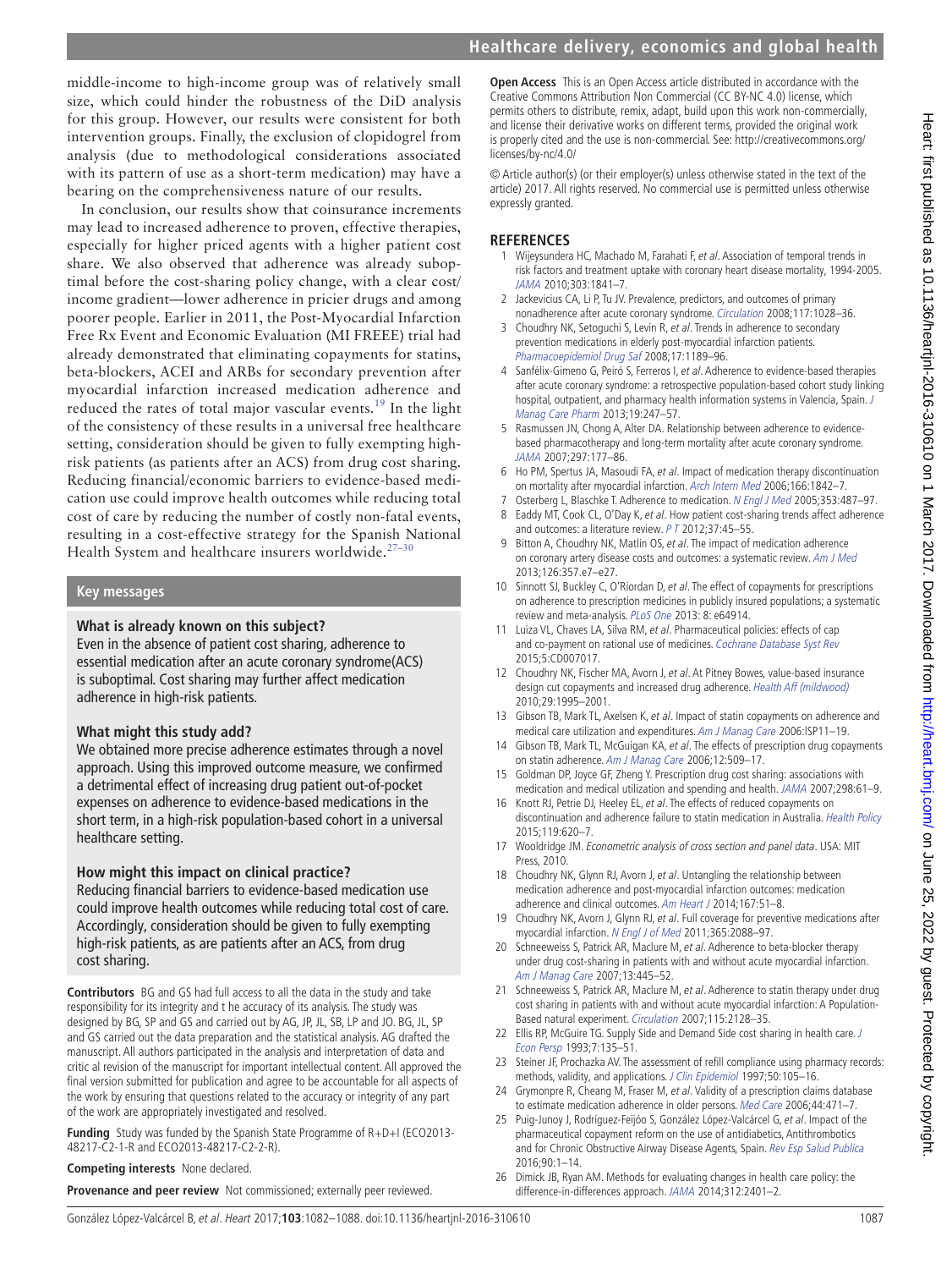middle-income to high-income group was of relatively small size, which could hinder the robustness of the DiD analysis for this group. However, our results were consistent for both intervention groups. Finally, the exclusion of clopidogrel from analysis (due to methodological considerations associated with its pattern of use as a short-term medication) may have a bearing on the comprehensiveness nature of our results.

In conclusion, our results show that coinsurance increments may lead to increased adherence to proven, effective therapies, especially for higher priced agents with a higher patient cost share. We also observed that adherence was already suboptimal before the cost-sharing policy change, with a clear cost/income gradient—lower adherence in pricier drugs and among poorer people. Earlier in 2011, the Post-Myocardial Infarction Free Rx Event and Economic Evaluation (MI FREEE) trial had already demonstrated that eliminating copayments for statins, beta-blockers, ACEI and ARBs for secondary prevention after myocardial infarction increased medication adherence and reduced the rates of total major vascular events.[19] In the light of the consistency of these results in a universal free healthcare setting, consideration should be given to fully exempting high-risk patients (as patients after an ACS) from drug cost sharing. Reducing financial/economic barriers to evidence-based medication use could improve health outcomes while reducing total cost of care by reducing the number of costly non-fatal events, resulting in a cost-effective strategy for the Spanish National Health System and healthcare insurers worldwide.[27–30]

## Key messages

### What is already known on this subject?

Even in the absence of patient cost sharing, adherence to essential medication after an acute coronary syndrome(ACS) is suboptimal. Cost sharing may further affect medication adherence in high-risk patients.

### What might this study add?

We obtained more precise adherence estimates through a novel approach. Using this improved outcome measure, we confirmed a detrimental effect of increasing drug patient out-of-pocket expenses on adherence to evidence-based medications in the short term, in a high-risk population-based cohort in a universal healthcare setting.

### How might this impact on clinical practice?

Reducing financial barriers to evidence-based medication use could improve health outcomes while reducing total cost of care. Accordingly, consideration should be given to fully exempting high-risk patients, as are patients after an ACS, from drug cost sharing.

**Contributors** BG and GS had full access to all the data in the study and take responsibility for its integrity and t he accuracy of its analysis. The study was designed by BG, SP and GS and carried out by AG, JP, JL, SB, LP and JO. BG, JL, SP and GS carried out the data preparation and the statistical analysis. AG drafted the manuscript. All authors participated in the analysis and interpretation of data and critic al revision of the manuscript for important intellectual content. All approved the final version submitted for publication and agree to be accountable for all aspects of the work by ensuring that questions related to the accuracy or integrity of any part of the work are appropriately investigated and resolved.

**Funding** Study was funded by the Spanish State Programme of R+D+I (ECO2013-48217-C2-1-R and ECO2013-48217-C2-2-R).

**Competing interests** None declared.

**Provenance and peer review** Not commissioned; externally peer reviewed.

**Open Access** This is an Open Access article distributed in accordance with the Creative Commons Attribution Non Commercial (CC BY-NC 4.0) license, which permits others to distribute, remix, adapt, build upon this work non-commercially, and license their derivative works on different terms, provided the original work is properly cited and the use is non-commercial. See: http://creativecommons.org/licenses/by-nc/4.0/

© Article author(s) (or their employer(s) unless otherwise stated in the text of the article) 2017. All rights reserved. No commercial use is permitted unless otherwise expressly granted.

## REFERENCES

1. Wijeysundera HC, Machado M, Farahati F, *et al*. Association of temporal trends in risk factors and treatment uptake with coronary heart disease mortality, 1994-2005. *JAMA* 2010;303:1841–7.
2. Jackevicius CA, Li P, Tu JV. Prevalence, predictors, and outcomes of primary nonadherence after acute coronary syndrome. *Circulation* 2008;117:1028–36.
3. Choudhry NK, Setoguchi S, Levin R, *et al*. Trends in adherence to secondary prevention medications in elderly post-myocardial infarction patients. *Pharmacoepidemiol Drug Saf* 2008;17:1189–96.
4. Sanfélix-Gimeno G, Peiró S, Ferreros I, *et al*. Adherence to evidence-based therapies after acute coronary syndrome: a retrospective population-based cohort study linking hospital, outpatient, and pharmacy health information systems in Valencia, Spain. *J Manag Care Pharm* 2013;19:247–57.
5. Rasmussen JN, Chong A, Alter DA. Relationship between adherence to evidence-based pharmacotherapy and long-term mortality after acute coronary syndrome. *JAMA* 2007;297:177–86.
6. Ho PM, Spertus JA, Masoudi FA, *et al*. Impact of medication therapy discontinuation on mortality after myocardial infarction. *Arch Intern Med* 2006;166:1842–7.
7. Osterberg L, Blaschke T. Adherence to medication. *N Engl J Med* 2005;353:487–97.
8. Eaddy MT, Cook CL, O'Day K, *et al*. How patient cost-sharing trends affect adherence and outcomes: a literature review. *P T* 2012;37:45–55.
9. Bitton A, Choudhry NK, Matlin OS, *et al*. The impact of medication adherence on coronary artery disease costs and outcomes: a systematic review. *Am J Med* 2013;126:357.e7–e27.
10. Sinnott SJ, Buckley C, O'Riordan D, *et al*. The effect of copayments for prescriptions on adherence to prescription medicines in publicly insured populations; a systematic review and meta-analysis. *PLoS One* 2013: 8: e64914.
11. Luiza VL, Chaves LA, Silva RM, *et al*. Pharmaceutical policies: effects of cap and co-payment on rational use of medicines. *Cochrane Database Syst Rev* 2015;5:CD007017.
12. Choudhry NK, Fischer MA, Avorn J, *et al*. At Pitney Bowes, value-based insurance design cut copayments and increased drug adherence. *Health Aff (mildwood)* 2010;29:1995–2001.
13. Gibson TB, Mark TL, Axelsen K, *et al*. Impact of statin copayments on adherence and medical care utilization and expenditures. *Am J Manag Care* 2006:ISP11–19.
14. Gibson TB, Mark TL, McGuigan KA, *et al*. The effects of prescription drug copayments on statin adherence. *Am J Manag Care* 2006;12:509–17.
15. Goldman DP, Joyce GF, Zheng Y. Prescription drug cost sharing: associations with medication and medical utilization and spending and health. *JAMA* 2007;298:61–9.
16. Knott RJ, Petrie DJ, Heeley EL, *et al*. The effects of reduced copayments on discontinuation and adherence failure to statin medication in Australia. *Health Policy* 2015;119:620–7.
17. Wooldridge JM. *Econometric analysis of cross section and panel data*. USA: MIT Press, 2010.
18. Choudhry NK, Glynn RJ, Avorn J, *et al*. Untangling the relationship between medication adherence and post-myocardial infarction outcomes: medication adherence and clinical outcomes. *Am Heart J* 2014;167:51–8.
19. Choudhry NK, Avorn J, Glynn RJ, *et al*. Full coverage for preventive medications after myocardial infarction. *N Engl J of Med* 2011;365:2088–97.
20. Schneeweiss S, Patrick AR, Maclure M, *et al*. Adherence to beta-blocker therapy under drug cost-sharing in patients with and without acute myocardial infarction. *Am J Manag Care* 2007;13:445–52.
21. Schneeweiss S, Patrick AR, Maclure M, *et al*. Adherence to statin therapy under drug cost sharing in patients with and without acute myocardial infarction: A Population-Based natural experiment. *Circulation* 2007;115:2128–35.
22. Ellis RP, McGuire TG. Supply Side and Demand Side cost sharing in health care. *J Econ Persp* 1993;7:135–51.
23. Steiner JF, Prochazka AV. The assessment of refill compliance using pharmacy records: methods, validity, and applications. *J Clin Epidemiol* 1997;50:105–16.
24. Grymonpre R, Cheang M, Fraser M, *et al*. Validity of a prescription claims database to estimate medication adherence in older persons. *Med Care* 2006;44:471–7.
25. Puig-Junoy J, Rodríguez-Feijóo S, González López-Valcárcel G, *et al*. Impact of the pharmaceutical copayment reform on the use of antidiabetics, Antithrombotics and for Chronic Obstructive Airway Disease Agents, Spain. *Rev Esp Salud Publica* 2016;90:1–14.
26. Dimick JB, Ryan AM. Methods for evaluating changes in health care policy: the difference-in-differences approach. *JAMA* 2014;312:2401–2.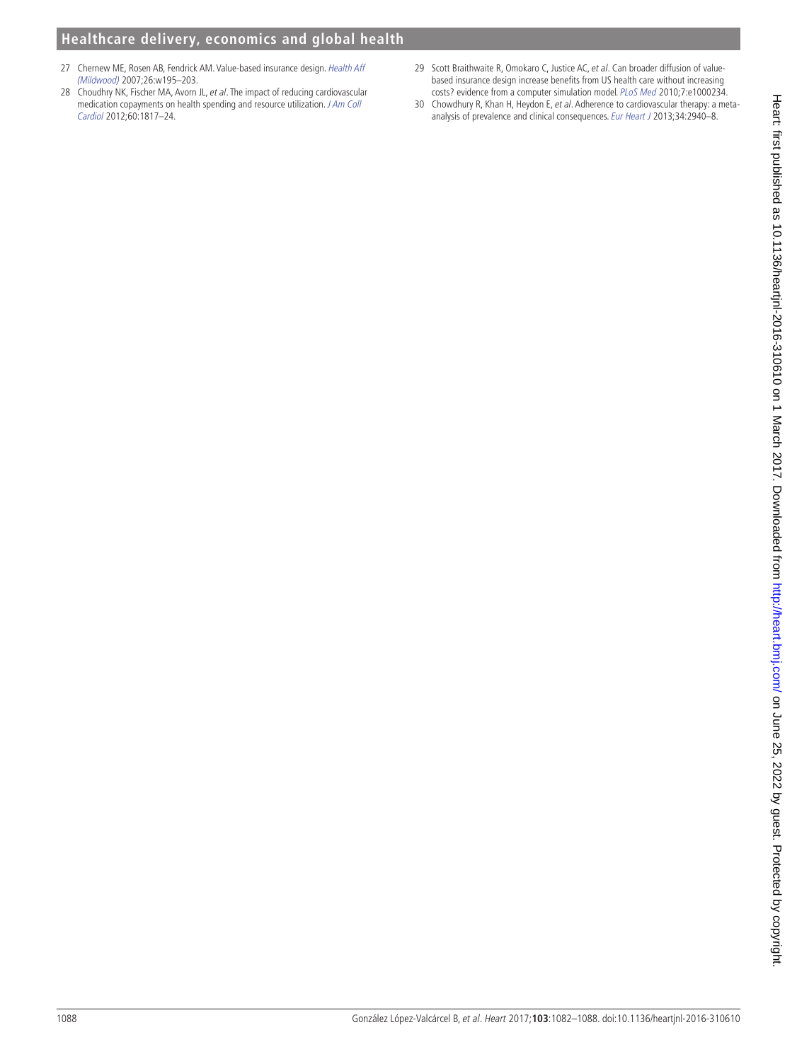27 Chernew ME, Rosen AB, Fendrick AM. Value-based insurance design. *Health Aff (Mildwood)* 2007;26:w195–203.

28 Choudhry NK, Fischer MA, Avorn JL, *et al*. The impact of reducing cardiovascular medication copayments on health spending and resource utilization. *J Am Coll Cardiol* 2012;60:1817–24.

29 Scott Braithwaite R, Omokaro C, Justice AC, *et al*. Can broader diffusion of value-based insurance design increase benefits from US health care without increasing costs? evidence from a computer simulation model. *PLoS Med* 2010;7:e1000234.

30 Chowdhury R, Khan H, Heydon E, *et al*. Adherence to cardiovascular therapy: a meta-analysis of prevalence and clinical consequences. *Eur Heart J* 2013;34:2940–8.